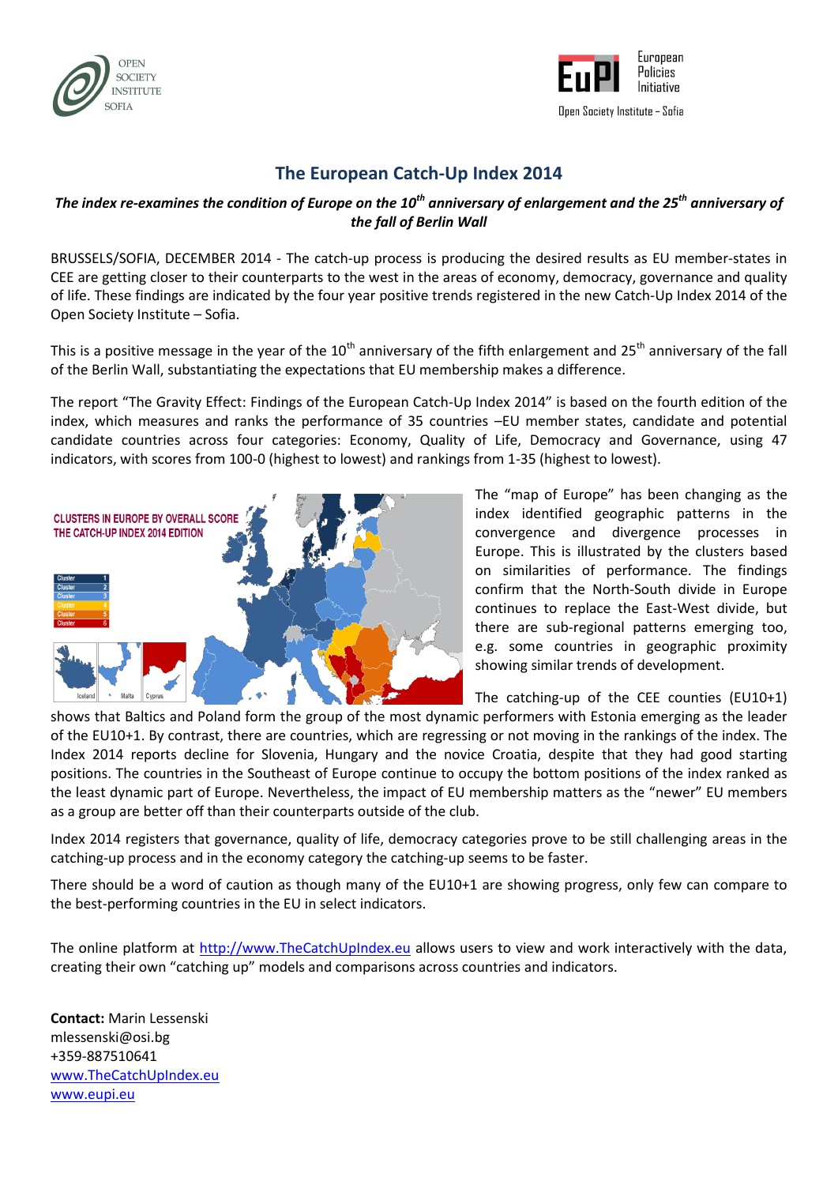# The European Catch-Up Index 2014

***The index re-examines the condition of Europe on the 10th anniversary of enlargement and the 25th anniversary of the fall of Berlin Wall***

BRUSSELS/SOFIA, DECEMBER 2014 - The catch-up process is producing the desired results as EU member-states in CEE are getting closer to their counterparts to the west in the areas of economy, democracy, governance and quality of life. These findings are indicated by the four year positive trends registered in the new Catch-Up Index 2014 of the Open Society Institute – Sofia.

This is a positive message in the year of the 10th anniversary of the fifth enlargement and 25th anniversary of the fall of the Berlin Wall, substantiating the expectations that EU membership makes a difference.

The report "The Gravity Effect: Findings of the European Catch-Up Index 2014" is based on the fourth edition of the index, which measures and ranks the performance of 35 countries –EU member states, candidate and potential candidate countries across four categories: Economy, Quality of Life, Democracy and Governance, using 47 indicators, with scores from 100-0 (highest to lowest) and rankings from 1-35 (highest to lowest).

CLUSTERS IN EUROPE BY OVERALL SCORE
THE CATCH-UP INDEX 2014 EDITION

The "map of Europe" has been changing as the index identified geographic patterns in the convergence and divergence processes in Europe. This is illustrated by the clusters based on similarities of performance. The findings confirm that the North-South divide in Europe continues to replace the East-West divide, but there are sub-regional patterns emerging too, e.g. some countries in geographic proximity showing similar trends of development.

The catching-up of the CEE counties (EU10+1) shows that Baltics and Poland form the group of the most dynamic performers with Estonia emerging as the leader of the EU10+1. By contrast, there are countries, which are regressing or not moving in the rankings of the index. The Index 2014 reports decline for Slovenia, Hungary and the novice Croatia, despite that they had good starting positions. The countries in the Southeast of Europe continue to occupy the bottom positions of the index ranked as the least dynamic part of Europe. Nevertheless, the impact of EU membership matters as the "newer" EU members as a group are better off than their counterparts outside of the club.

Index 2014 registers that governance, quality of life, democracy categories prove to be still challenging areas in the catching-up process and in the economy category the catching-up seems to be faster.

There should be a word of caution as though many of the EU10+1 are showing progress, only few can compare to the best-performing countries in the EU in select indicators.

The online platform at http://www.TheCatchUpIndex.eu allows users to view and work interactively with the data, creating their own "catching up" models and comparisons across countries and indicators.

**Contact:** Marin Lessenski
mlessenski@osi.bg
+359-887510641
www.TheCatchUpIndex.eu
www.eupi.eu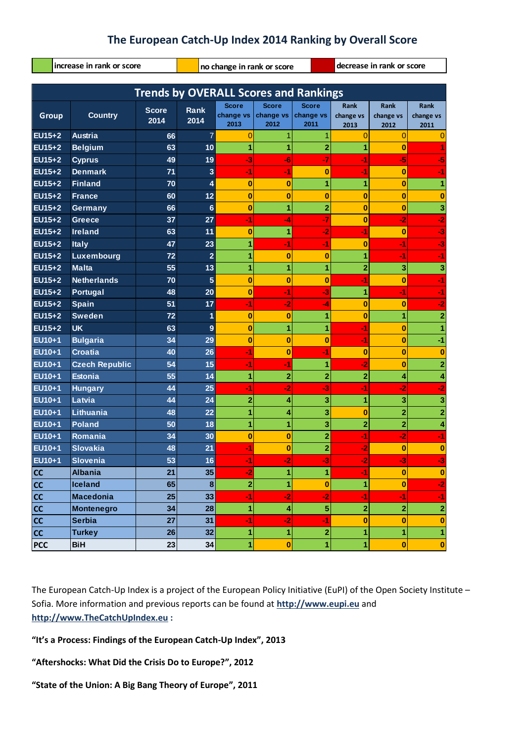## The European Catch-Up Index 2014 Ranking by Overall Score

| | | |
|---|---|---|
| increase in rank or score | no change in rank or score | decrease in rank or score |

**Trends by OVERALL Scores and Rankings**

| Group | Country | Score 2014 | Rank 2014 | Score change vs 2013 | Score change vs 2012 | Score change vs 2011 | Rank change vs 2013 | Rank change vs 2012 | Rank change vs 2011 |
|---|---|---|---|---|---|---|---|---|---|
| EU15+2 | Austria | 66 | 7 | 0 | 1 | 1 | 0 | 0 | 0 |
| EU15+2 | Belgium | 63 | 10 | 1 | 1 | 2 | 1 | 0 | 1 |
| EU15+2 | Cyprus | 49 | 19 | -3 | -6 | -7 | -1 | -5 | -5 |
| EU15+2 | Denmark | 71 | 3 | -1 | -1 | 0 | -1 | 0 | -1 |
| EU15+2 | Finland | 70 | 4 | 0 | 0 | 1 | 1 | 0 | 1 |
| EU15+2 | France | 60 | 12 | 0 | 0 | 0 | 0 | 0 | 0 |
| EU15+2 | Germany | 66 | 6 | 0 | 1 | 2 | 0 | 0 | 3 |
| EU15+2 | Greece | 37 | 27 | -1 | -4 | -7 | 0 | -2 | -2 |
| EU15+2 | Ireland | 63 | 11 | 0 | 1 | -2 | -1 | 0 | -3 |
| EU15+2 | Italy | 47 | 23 | 1 | -1 | -1 | 0 | -1 | -3 |
| EU15+2 | Luxembourg | 72 | 2 | 1 | 0 | 0 | 1 | -1 | -1 |
| EU15+2 | Malta | 55 | 13 | 1 | 1 | 1 | 2 | 3 | 3 |
| EU15+2 | Netherlands | 70 | 5 | 0 | 0 | 0 | -1 | 0 | -1 |
| EU15+2 | Portugal | 48 | 20 | 0 | -1 | -3 | 1 | -1 | -1 |
| EU15+2 | Spain | 51 | 17 | -1 | -2 | -4 | 0 | 0 | -2 |
| EU15+2 | Sweden | 72 | 1 | 0 | 0 | 1 | 0 | 1 | 2 |
| EU15+2 | UK | 63 | 9 | 0 | 1 | 1 | -1 | 0 | 1 |
| EU10+1 | Bulgaria | 34 | 29 | 0 | 0 | 0 | -1 | 0 | -1 |
| EU10+1 | Croatia | 40 | 26 | -1 | 0 | -1 | 0 | 0 | 0 |
| EU10+1 | Czech Republic | 54 | 15 | -1 | -1 | 1 | -2 | 0 | 2 |
| EU10+1 | Estonia | 55 | 14 | 1 | 2 | 2 | 2 | 4 | 4 |
| EU10+1 | Hungary | 44 | 25 | -1 | -2 | -3 | -1 | -2 | -2 |
| EU10+1 | Latvia | 44 | 24 | 2 | 4 | 3 | 1 | 3 | 3 |
| EU10+1 | Lithuania | 48 | 22 | 1 | 4 | 3 | 0 | 2 | 2 |
| EU10+1 | Poland | 50 | 18 | 1 | 1 | 3 | 2 | 2 | 4 |
| EU10+1 | Romania | 34 | 30 | 0 | 0 | 2 | -1 | -2 | -1 |
| EU10+1 | Slovakia | 48 | 21 | -1 | 0 | 2 | -2 | 0 | 0 |
| EU10+1 | Slovenia | 53 | 16 | -1 | -2 | -3 | -2 | -3 | -3 |
| CC | Albania | 21 | 35 | -2 | 1 | 1 | -1 | 0 | 0 |
| CC | Iceland | 65 | 8 | 2 | 1 | 0 | 1 | 0 | -2 |
| CC | Macedonia | 25 | 33 | -1 | -2 | -2 | -1 | -1 | -1 |
| CC | Montenegro | 34 | 28 | 1 | 4 | 5 | 2 | 2 | 2 |
| CC | Serbia | 27 | 31 | -1 | -2 | -1 | 0 | 0 | 0 |
| CC | Turkey | 26 | 32 | 1 | 1 | 2 | 1 | 1 | 1 |
| PCC | BiH | 23 | 34 | 1 | 0 | 1 | 1 | 0 | 0 |

The European Catch-Up Index is a project of the European Policy Initiative (EuPI) of the Open Society Institute – Sofia. More information and previous reports can be found at **http://www.eupi.eu** and **http://www.TheCatchUpIndex.eu** :

**"It's a Process: Findings of the European Catch-Up Index", 2013**

**"Aftershocks: What Did the Crisis Do to Europe?", 2012**

**"State of the Union: A Big Bang Theory of Europe", 2011**